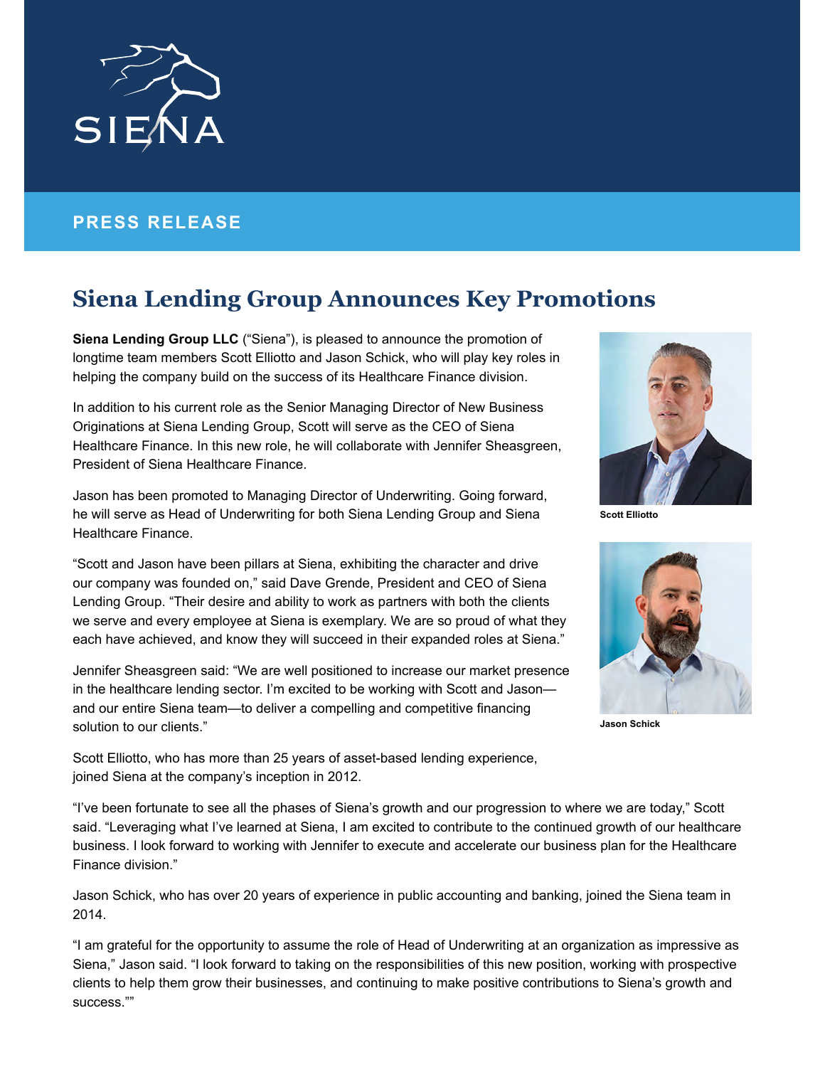SIENA

**PRESS RELEASE**

# Siena Lending Group Announces Key Promotions

**Siena Lending Group LLC** ("Siena"), is pleased to announce the promotion of longtime team members Scott Elliotto and Jason Schick, who will play key roles in helping the company build on the success of its Healthcare Finance division.

In addition to his current role as the Senior Managing Director of New Business Originations at Siena Lending Group, Scott will serve as the CEO of Siena Healthcare Finance. In this new role, he will collaborate with Jennifer Sheasgreen, President of Siena Healthcare Finance.

Jason has been promoted to Managing Director of Underwriting. Going forward, he will serve as Head of Underwriting for both Siena Lending Group and Siena Healthcare Finance.

"Scott and Jason have been pillars at Siena, exhibiting the character and drive our company was founded on," said Dave Grende, President and CEO of Siena Lending Group. "Their desire and ability to work as partners with both the clients we serve and every employee at Siena is exemplary. We are so proud of what they each have achieved, and know they will succeed in their expanded roles at Siena."

Jennifer Sheasgreen said: "We are well positioned to increase our market presence in the healthcare lending sector. I'm excited to be working with Scott and Jason—and our entire Siena team—to deliver a compelling and competitive financing solution to our clients."

**Scott Elliotto**

**Jason Schick**

Scott Elliotto, who has more than 25 years of asset-based lending experience, joined Siena at the company's inception in 2012.

"I've been fortunate to see all the phases of Siena's growth and our progression to where we are today," Scott said. "Leveraging what I've learned at Siena, I am excited to contribute to the continued growth of our healthcare business. I look forward to working with Jennifer to execute and accelerate our business plan for the Healthcare Finance division."

Jason Schick, who has over 20 years of experience in public accounting and banking, joined the Siena team in 2014.

"I am grateful for the opportunity to assume the role of Head of Underwriting at an organization as impressive as Siena," Jason said. "I look forward to taking on the responsibilities of this new position, working with prospective clients to help them grow their businesses, and continuing to make positive contributions to Siena's growth and success.""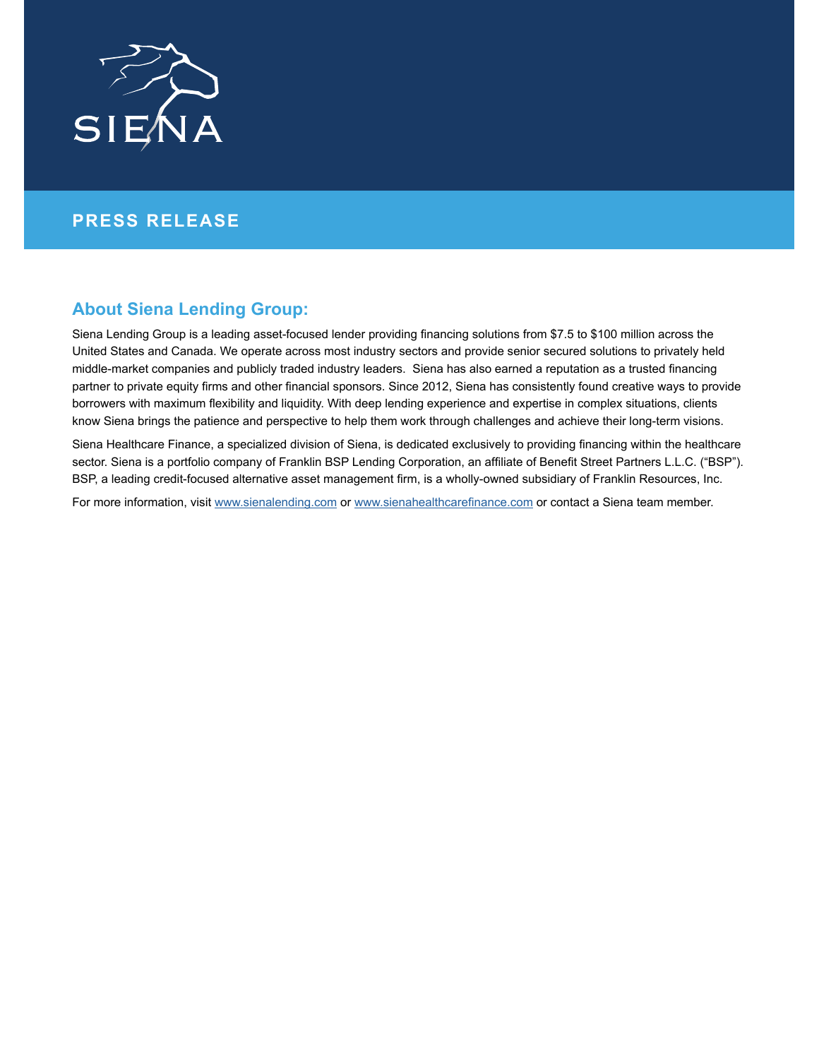SIENA

PRESS RELEASE

## About Siena Lending Group:

Siena Lending Group is a leading asset-focused lender providing financing solutions from $7.5 to $100 million across the United States and Canada. We operate across most industry sectors and provide senior secured solutions to privately held middle-market companies and publicly traded industry leaders.  Siena has also earned a reputation as a trusted financing partner to private equity firms and other financial sponsors. Since 2012, Siena has consistently found creative ways to provide borrowers with maximum flexibility and liquidity. With deep lending experience and expertise in complex situations, clients know Siena brings the patience and perspective to help them work through challenges and achieve their long-term visions.

Siena Healthcare Finance, a specialized division of Siena, is dedicated exclusively to providing financing within the healthcare sector. Siena is a portfolio company of Franklin BSP Lending Corporation, an affiliate of Benefit Street Partners L.L.C. ("BSP"). BSP, a leading credit-focused alternative asset management firm, is a wholly-owned subsidiary of Franklin Resources, Inc.

For more information, visit [www.sienalending.com](http://www.sienalending.com) or [www.sienahealthcarefinance.com](http://www.sienahealthcarefinance.com) or contact a Siena team member.